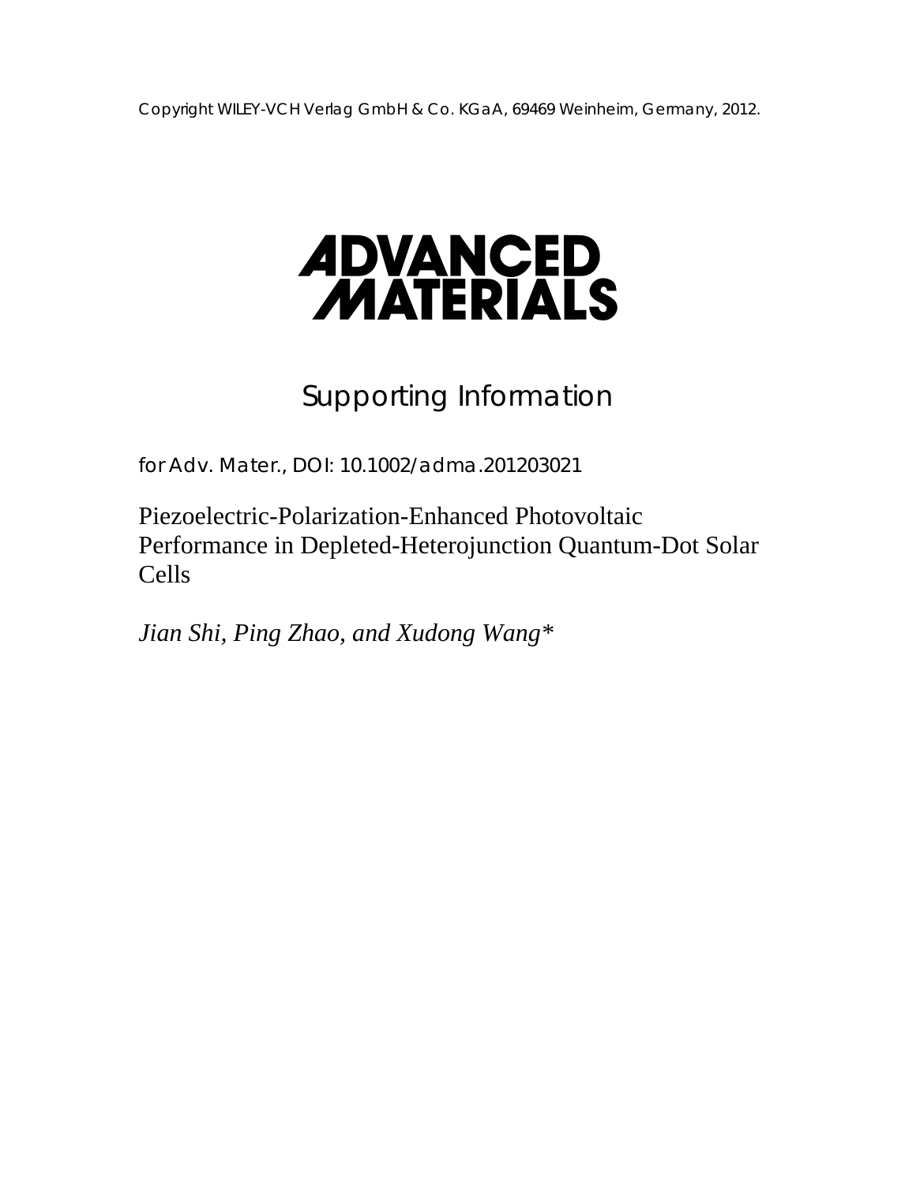Copyright WILEY-VCH Verlag GmbH & Co. KGaA, 69469 Weinheim, Germany, 2012.

# ADVANCED MATERIALS

## Supporting Information

for Adv. Mater., DOI: 10.1002/adma.201203021

# Piezoelectric-Polarization-Enhanced Photovoltaic Performance in Depleted-Heterojunction Quantum-Dot Solar Cells

*Jian Shi, Ping Zhao, and Xudong Wang**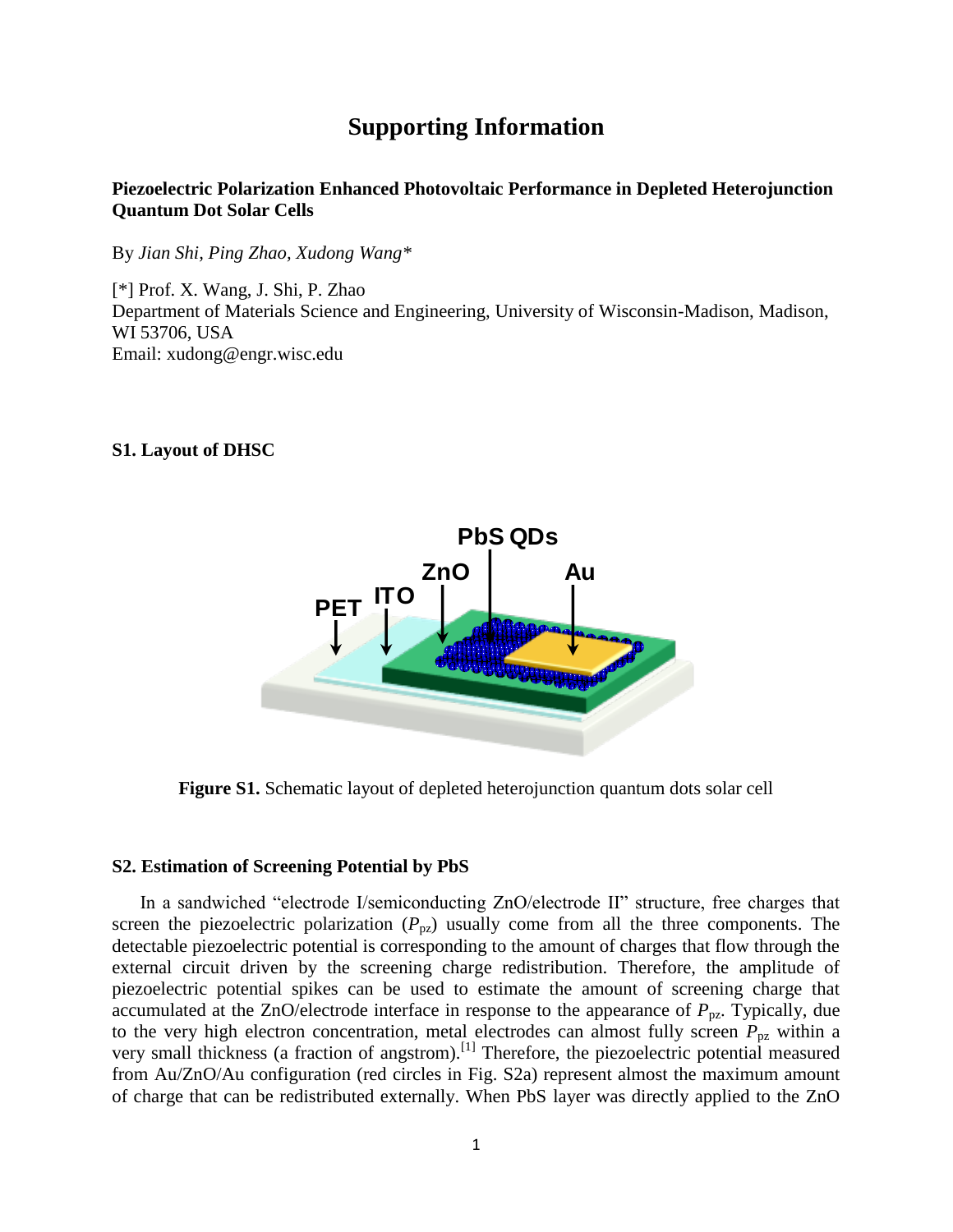# Supporting Information

**Piezoelectric Polarization Enhanced Photovoltaic Performance in Depleted Heterojunction Quantum Dot Solar Cells**

By *Jian Shi, Ping Zhao, Xudong Wang**

[*] Prof. X. Wang, J. Shi, P. Zhao
Department of Materials Science and Engineering, University of Wisconsin-Madison, Madison, WI 53706, USA
Email: xudong@engr.wisc.edu

### S1. Layout of DHSC

**Figure S1.** Schematic layout of depleted heterojunction quantum dots solar cell

### S2. Estimation of Screening Potential by PbS

In a sandwiched "electrode I/semiconducting ZnO/electrode II" structure, free charges that screen the piezoelectric polarization ($P_{pz}$) usually come from all the three components. The detectable piezoelectric potential is corresponding to the amount of charges that flow through the external circuit driven by the screening charge redistribution. Therefore, the amplitude of piezoelectric potential spikes can be used to estimate the amount of screening charge that accumulated at the ZnO/electrode interface in response to the appearance of $P_{pz}$. Typically, due to the very high electron concentration, metal electrodes can almost fully screen $P_{pz}$ within a very small thickness (a fraction of angstrom).[1] Therefore, the piezoelectric potential measured from Au/ZnO/Au configuration (red circles in Fig. S2a) represent almost the maximum amount of charge that can be redistributed externally. When PbS layer was directly applied to the ZnO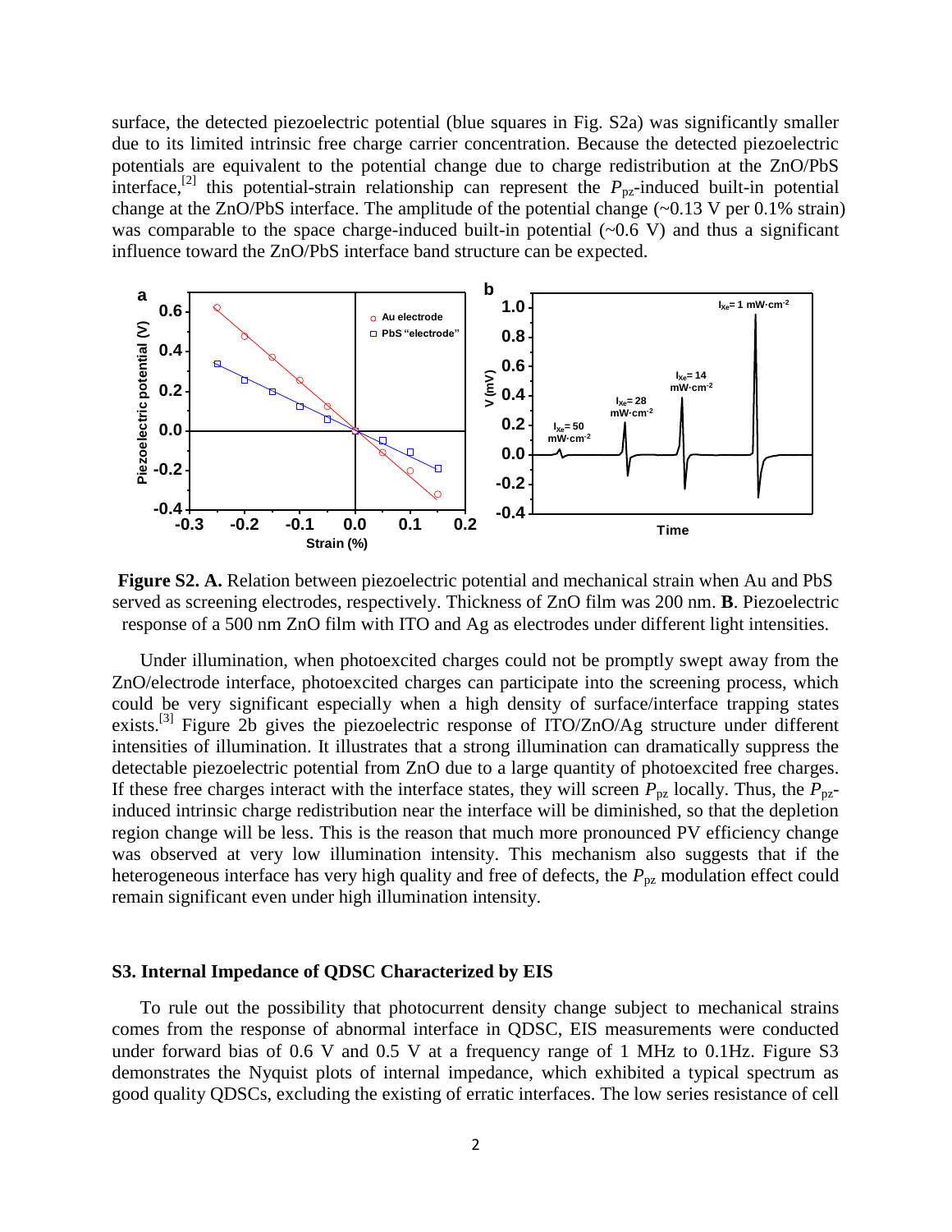surface, the detected piezoelectric potential (blue squares in Fig. S2a) was significantly smaller due to its limited intrinsic free charge carrier concentration. Because the detected piezoelectric potentials are equivalent to the potential change due to charge redistribution at the ZnO/PbS interface,[2] this potential-strain relationship can represent the $P_{pz}$-induced built-in potential change at the ZnO/PbS interface. The amplitude of the potential change (~0.13 V per 0.1% strain) was comparable to the space charge-induced built-in potential (~0.6 V) and thus a significant influence toward the ZnO/PbS interface band structure can be expected.

**Figure S2. A.** Relation between piezoelectric potential and mechanical strain when Au and PbS served as screening electrodes, respectively. Thickness of ZnO film was 200 nm. **B**. Piezoelectric response of a 500 nm ZnO film with ITO and Ag as electrodes under different light intensities.

Under illumination, when photoexcited charges could not be promptly swept away from the ZnO/electrode interface, photoexcited charges can participate into the screening process, which could be very significant especially when a high density of surface/interface trapping states exists.[3] Figure 2b gives the piezoelectric response of ITO/ZnO/Ag structure under different intensities of illumination. It illustrates that a strong illumination can dramatically suppress the detectable piezoelectric potential from ZnO due to a large quantity of photoexcited free charges. If these free charges interact with the interface states, they will screen $P_{pz}$ locally. Thus, the $P_{pz}$-induced intrinsic charge redistribution near the interface will be diminished, so that the depletion region change will be less. This is the reason that much more pronounced PV efficiency change was observed at very low illumination intensity. This mechanism also suggests that if the heterogeneous interface has very high quality and free of defects, the $P_{pz}$ modulation effect could remain significant even under high illumination intensity.

### S3. Internal Impedance of QDSC Characterized by EIS

To rule out the possibility that photocurrent density change subject to mechanical strains comes from the response of abnormal interface in QDSC, EIS measurements were conducted under forward bias of 0.6 V and 0.5 V at a frequency range of 1 MHz to 0.1Hz. Figure S3 demonstrates the Nyquist plots of internal impedance, which exhibited a typical spectrum as good quality QDSCs, excluding the existing of erratic interfaces. The low series resistance of cell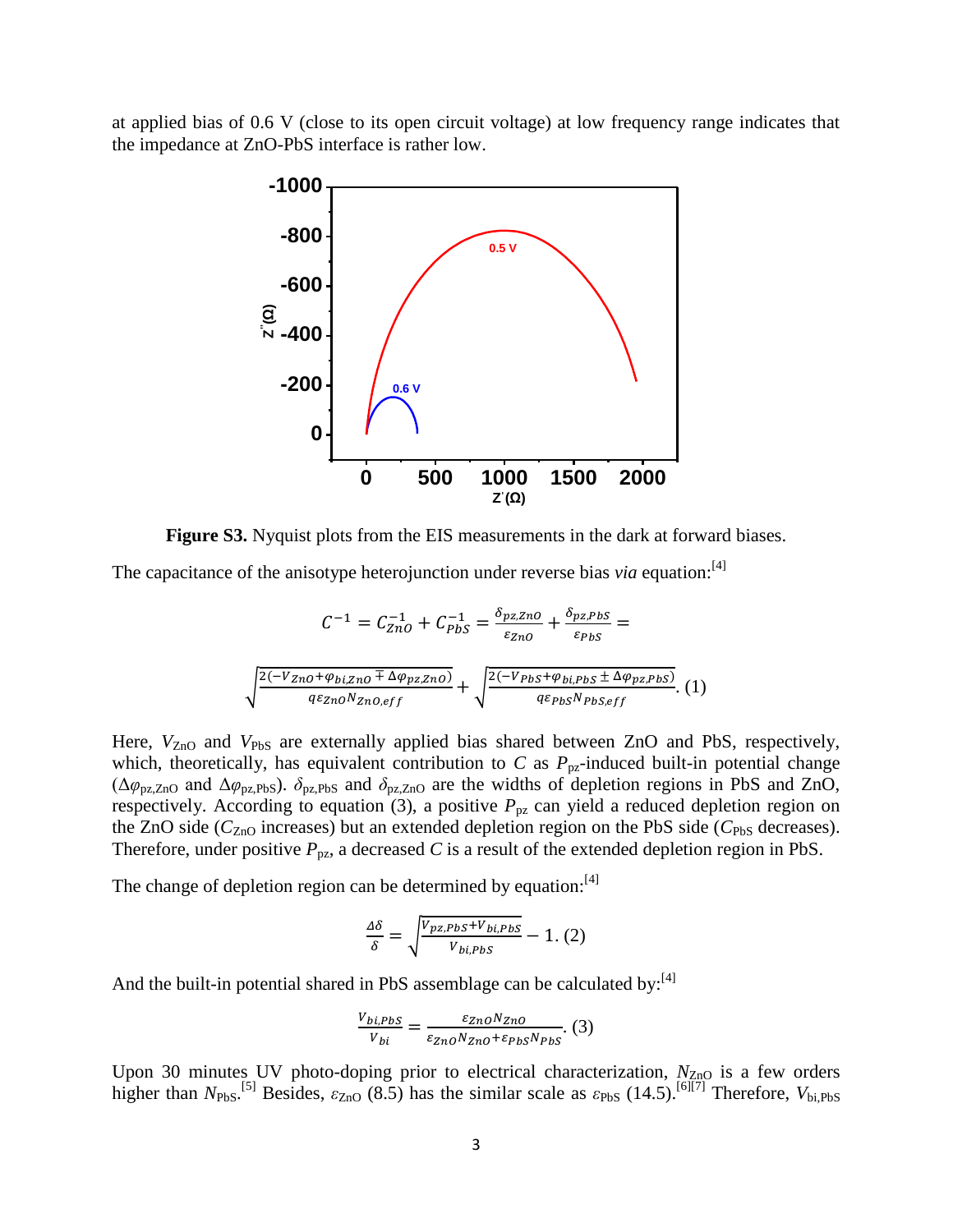at applied bias of 0.6 V (close to its open circuit voltage) at low frequency range indicates that the impedance at ZnO-PbS interface is rather low.

**Figure S3.** Nyquist plots from the EIS measurements in the dark at forward biases.

The capacitance of the anisotype heterojunction under reverse bias *via* equation:[4]

$$C^{-1} = C_{ZnO}^{-1} + C_{PbS}^{-1} = \frac{\delta_{pz,ZnO}}{\varepsilon_{ZnO}} + \frac{\delta_{pz,PbS}}{\varepsilon_{PbS}} =$$

$$\sqrt{\frac{2(-V_{ZnO}+\varphi_{bi,ZnO} \mp \Delta\varphi_{pz,ZnO})}{q\varepsilon_{ZnO}N_{ZnO,eff}}} + \sqrt{\frac{2(-V_{PbS}+\varphi_{bi,PbS} \pm \Delta\varphi_{pz,PbS})}{q\varepsilon_{PbS}N_{PbS,eff}}}. \quad (1)$$

Here, $V_{ZnO}$ and $V_{PbS}$ are externally applied bias shared between ZnO and PbS, respectively, which, theoretically, has equivalent contribution to $C$ as $P_{pz}$-induced built-in potential change ($\Delta\varphi_{pz,ZnO}$ and $\Delta\varphi_{pz,PbS}$). $\delta_{pz,PbS}$ and $\delta_{pz,ZnO}$ are the widths of depletion regions in PbS and ZnO, respectively. According to equation (3), a positive $P_{pz}$ can yield a reduced depletion region on the ZnO side ($C_{ZnO}$ increases) but an extended depletion region on the PbS side ($C_{PbS}$ decreases). Therefore, under positive $P_{pz}$, a decreased $C$ is a result of the extended depletion region in PbS.

The change of depletion region can be determined by equation:[4]

$$\frac{\Delta\delta}{\delta} = \sqrt{\frac{V_{pz,PbS}+V_{bi,PbS}}{V_{bi,PbS}}} - 1. \quad (2)$$

And the built-in potential shared in PbS assemblage can be calculated by:[4]

$$\frac{V_{bi,PbS}}{V_{bi}} = \frac{\varepsilon_{ZnO}N_{ZnO}}{\varepsilon_{ZnO}N_{ZnO}+\varepsilon_{PbS}N_{PbS}}. \quad (3)$$

Upon 30 minutes UV photo-doping prior to electrical characterization, $N_{ZnO}$ is a few orders higher than $N_{PbS}$.[5] Besides, $\varepsilon_{ZnO}$ (8.5) has the similar scale as $\varepsilon_{PbS}$ (14.5).[6][7] Therefore, $V_{bi,PbS}$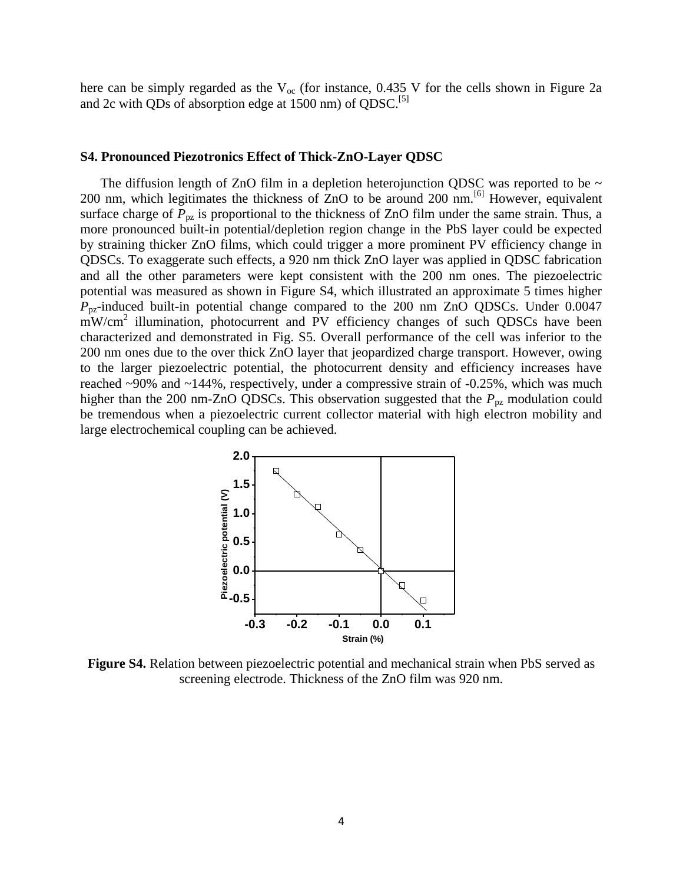here can be simply regarded as the $V_{oc}$ (for instance, 0.435 V for the cells shown in Figure 2a and 2c with QDs of absorption edge at 1500 nm) of QDSC.[5]

## S4. Pronounced Piezotronics Effect of Thick-ZnO-Layer QDSC

The diffusion length of ZnO film in a depletion heterojunction QDSC was reported to be ~ 200 nm, which legitimates the thickness of ZnO to be around 200 nm.[6] However, equivalent surface charge of $P_{pz}$ is proportional to the thickness of ZnO film under the same strain. Thus, a more pronounced built-in potential/depletion region change in the PbS layer could be expected by straining thicker ZnO films, which could trigger a more prominent PV efficiency change in QDSCs. To exaggerate such effects, a 920 nm thick ZnO layer was applied in QDSC fabrication and all the other parameters were kept consistent with the 200 nm ones. The piezoelectric potential was measured as shown in Figure S4, which illustrated an approximate 5 times higher $P_{pz}$-induced built-in potential change compared to the 200 nm ZnO QDSCs. Under 0.0047 $mW/cm^2$ illumination, photocurrent and PV efficiency changes of such QDSCs have been characterized and demonstrated in Fig. S5. Overall performance of the cell was inferior to the 200 nm ones due to the over thick ZnO layer that jeopardized charge transport. However, owing to the larger piezoelectric potential, the photocurrent density and efficiency increases have reached ~90% and ~144%, respectively, under a compressive strain of -0.25%, which was much higher than the 200 nm-ZnO QDSCs. This observation suggested that the $P_{pz}$ modulation could be tremendous when a piezoelectric current collector material with high electron mobility and large electrochemical coupling can be achieved.

**Figure S4.** Relation between piezoelectric potential and mechanical strain when PbS served as screening electrode. Thickness of the ZnO film was 920 nm.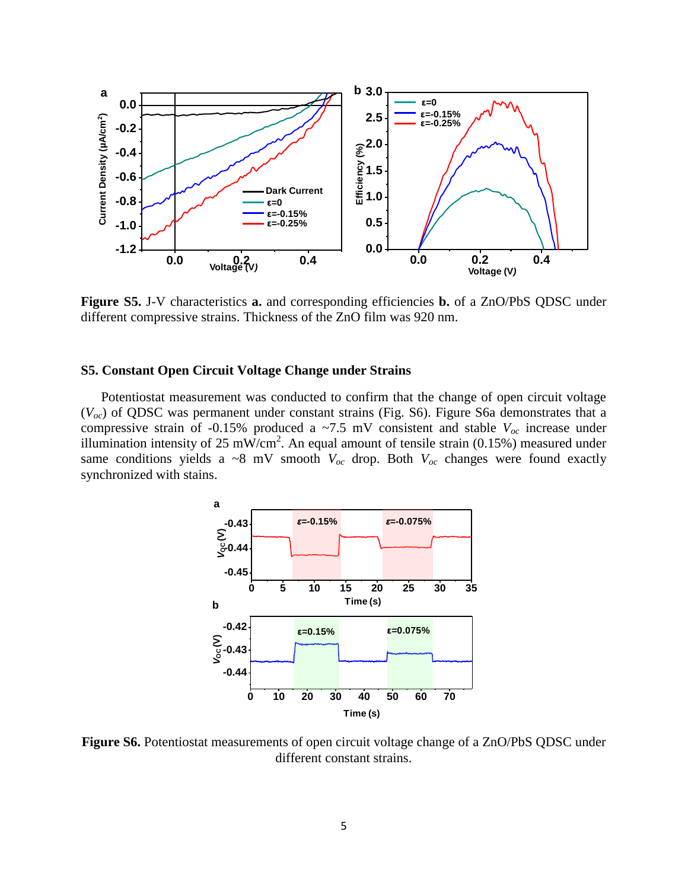**Figure S5.** J-V characteristics **a.** and corresponding efficiencies **b.** of a ZnO/PbS QDSC under different compressive strains. Thickness of the ZnO film was 920 nm.

## S5. Constant Open Circuit Voltage Change under Strains

Potentiostat measurement was conducted to confirm that the change of open circuit voltage ($V_{oc}$) of QDSC was permanent under constant strains (Fig. S6). Figure S6a demonstrates that a compressive strain of -0.15% produced a ~7.5 mV consistent and stable $V_{oc}$ increase under illumination intensity of 25 mW/cm$^2$. An equal amount of tensile strain (0.15%) measured under same conditions yields a ~8 mV smooth $V_{oc}$ drop. Both $V_{oc}$ changes were found exactly synchronized with stains.

**Figure S6.** Potentiostat measurements of open circuit voltage change of a ZnO/PbS QDSC under different constant strains.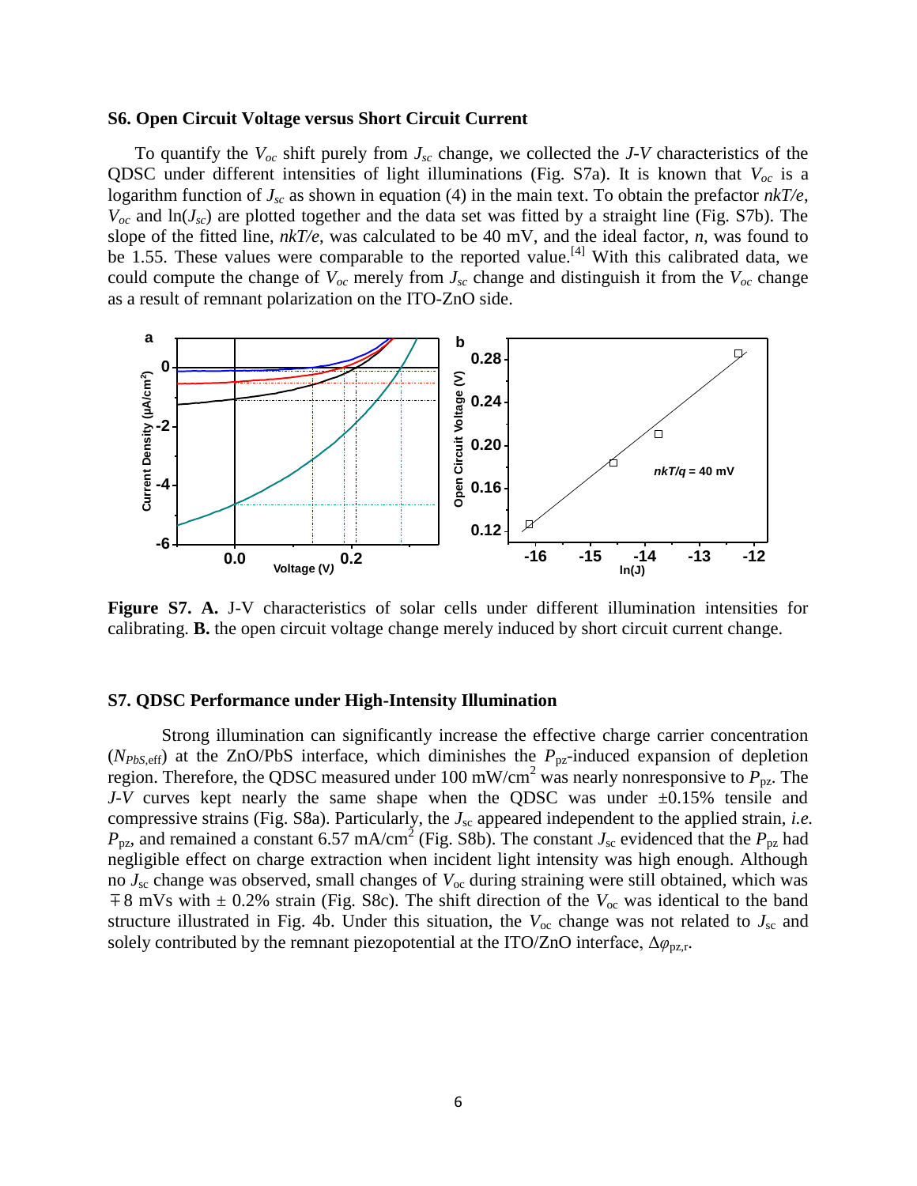### S6. Open Circuit Voltage versus Short Circuit Current

To quantify the $V_{oc}$ shift purely from $J_{sc}$ change, we collected the *J-V* characteristics of the QDSC under different intensities of light illuminations (Fig. S7a). It is known that $V_{oc}$ is a logarithm function of $J_{sc}$ as shown in equation (4) in the main text. To obtain the prefactor $nkT/e$, $V_{oc}$ and $\ln(J_{sc})$ are plotted together and the data set was fitted by a straight line (Fig. S7b). The slope of the fitted line, $nkT/e$, was calculated to be 40 mV, and the ideal factor, $n$, was found to be 1.55. These values were comparable to the reported value.[4] With this calibrated data, we could compute the change of $V_{oc}$ merely from $J_{sc}$ change and distinguish it from the $V_{oc}$ change as a result of remnant polarization on the ITO-ZnO side.

**Figure S7. A.** J-V characteristics of solar cells under different illumination intensities for calibrating. **B.** the open circuit voltage change merely induced by short circuit current change.

### S7. QDSC Performance under High-Intensity Illumination

Strong illumination can significantly increase the effective charge carrier concentration ($N_{PbS,\mathrm{eff}}$) at the ZnO/PbS interface, which diminishes the $P_{pz}$-induced expansion of depletion region. Therefore, the QDSC measured under 100 mW/cm$^2$ was nearly nonresponsive to $P_{pz}$. The *J-V* curves kept nearly the same shape when the QDSC was under ±0.15% tensile and compressive strains (Fig. S8a). Particularly, the $J_{sc}$ appeared independent to the applied strain, *i.e.* $P_{pz}$, and remained a constant 6.57 mA/cm$^2$ (Fig. S8b). The constant $J_{sc}$ evidenced that the $P_{pz}$ had negligible effect on charge extraction when incident light intensity was high enough. Although no $J_{sc}$ change was observed, small changes of $V_{oc}$ during straining were still obtained, which was ∓8 mVs with ± 0.2% strain (Fig. S8c). The shift direction of the $V_{oc}$ was identical to the band structure illustrated in Fig. 4b. Under this situation, the $V_{oc}$ change was not related to $J_{sc}$ and solely contributed by the remnant piezopotential at the ITO/ZnO interface, $\Delta\varphi_{pz,r}$.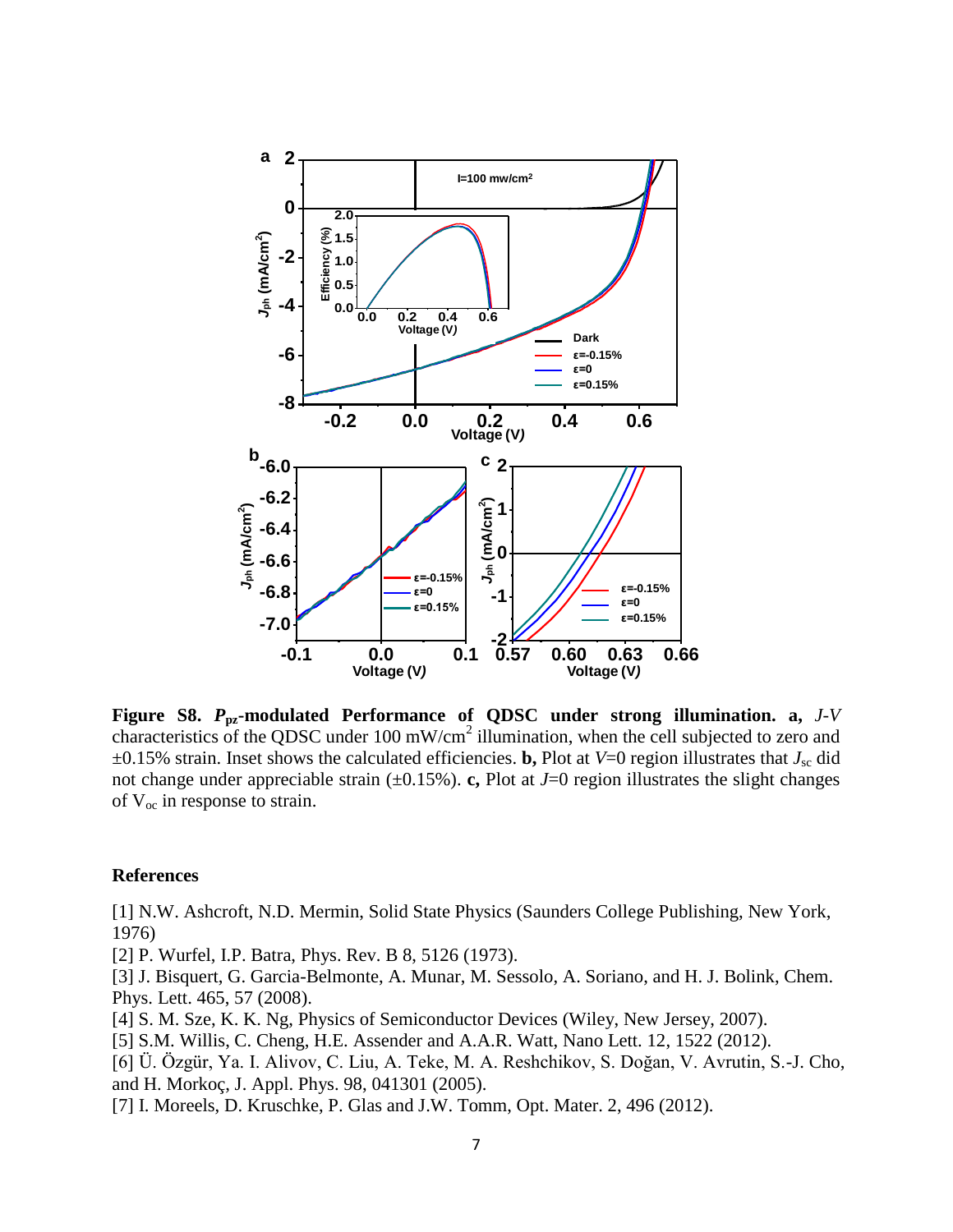a

I=100 mw/cm2

$J_{ph}$ (mA/cm$^2$)

2
0
-2
-4
-6
-8

-0.2 0.0 0.2 0.4 0.6

Voltage (V)

Efficiency (%)

2.0
1.5
1.0
0.5
0.0

0.0 0.2 0.4 0.6

Voltage (V)

Dark
ε=-0.15%
ε=0
ε=0.15%

b

$J_{ph}$ (mA/cm$^2$)

-6.0
-6.2
-6.4
-6.6
-6.8
-7.0

-0.1 0.0 0.1

Voltage (V)

ε=-0.15%
ε=0
ε=0.15%

c

$J_{ph}$ (mA/cm$^2$)

2
1
0
-1
-2

0.57 0.60 0.63 0.66

Voltage (V)

ε=-0.15%
ε=0
ε=0.15%

**Figure S8. $P_{pz}$-modulated Performance of QDSC under strong illumination. a,** *J-V* characteristics of the QDSC under 100 mW/cm$^2$ illumination, when the cell subjected to zero and ±0.15% strain. Inset shows the calculated efficiencies. **b,** Plot at *V*=0 region illustrates that $J_{sc}$ did not change under appreciable strain (±0.15%). **c,** Plot at *J*=0 region illustrates the slight changes of $V_{oc}$ in response to strain.

## References

[1] N.W. Ashcroft, N.D. Mermin, Solid State Physics (Saunders College Publishing, New York, 1976)

[2] P. Wurfel, I.P. Batra, Phys. Rev. B 8, 5126 (1973).

[3] J. Bisquert, G. Garcia-Belmonte, A. Munar, M. Sessolo, A. Soriano, and H. J. Bolink, Chem. Phys. Lett. 465, 57 (2008).

[4] S. M. Sze, K. K. Ng, Physics of Semiconductor Devices (Wiley, New Jersey, 2007).

[5] S.M. Willis, C. Cheng, H.E. Assender and A.A.R. Watt, Nano Lett. 12, 1522 (2012).

[6] Ü. Özgür, Ya. I. Alivov, C. Liu, A. Teke, M. A. Reshchikov, S. Doğan, V. Avrutin, S.-J. Cho, and H. Morkoç, J. Appl. Phys. 98, 041301 (2005).

[7] I. Moreels, D. Kruschke, P. Glas and J.W. Tomm, Opt. Mater. 2, 496 (2012).